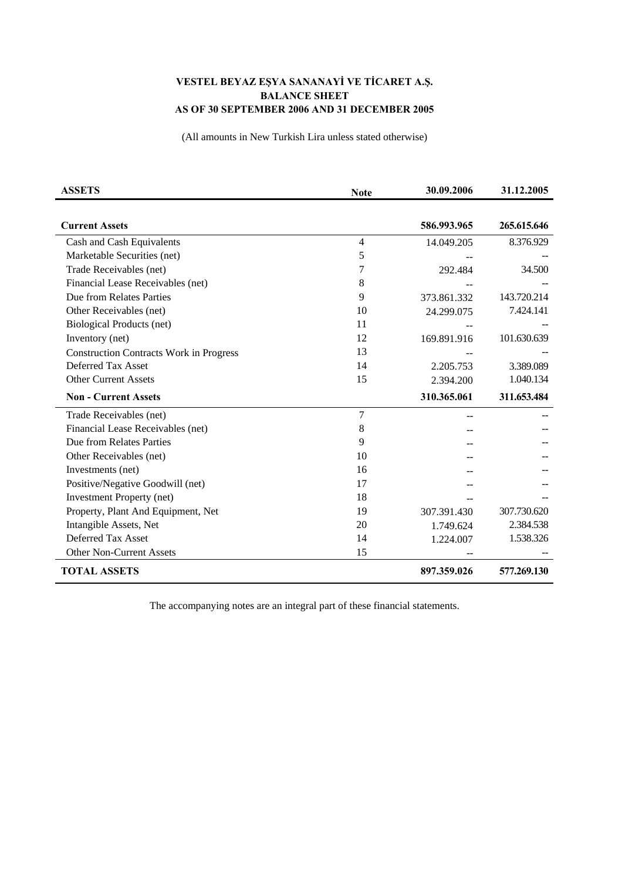# VESTEL BEYAZ EŞYA SANANAYİ VE TİCARET A.Ş.
## BALANCE SHEET
## AS OF 30 SEPTEMBER 2006 AND 31 DECEMBER 2005

(All amounts in New Turkish Lira unless stated otherwise)

| ASSETS | Note | 30.09.2006 | 31.12.2005 |
|---|---|---|---|
| **Current Assets** | | **586.993.965** | **265.615.646** |
| Cash and Cash Equivalents | 4 | 14.049.205 | 8.376.929 |
| Marketable Securities (net) | 5 | -- | -- |
| Trade Receivables (net) | 7 | 292.484 | 34.500 |
| Financial Lease Receivables (net) | 8 | -- | -- |
| Due from Relates Parties | 9 | 373.861.332 | 143.720.214 |
| Other Receivables (net) | 10 | 24.299.075 | 7.424.141 |
| Biological Products (net) | 11 | -- | -- |
| Inventory (net) | 12 | 169.891.916 | 101.630.639 |
| Construction Contracts Work in Progress | 13 | -- | -- |
| Deferred Tax Asset | 14 | 2.205.753 | 3.389.089 |
| Other Current Assets | 15 | 2.394.200 | 1.040.134 |
| **Non - Current Assets** | | **310.365.061** | **311.653.484** |
| Trade Receivables (net) | 7 | -- | -- |
| Financial Lease Receivables (net) | 8 | -- | -- |
| Due from Relates Parties | 9 | -- | -- |
| Other Receivables (net) | 10 | -- | -- |
| Investments (net) | 16 | -- | -- |
| Positive/Negative Goodwill (net) | 17 | -- | -- |
| Investment Property (net) | 18 | -- | -- |
| Property, Plant And Equipment, Net | 19 | 307.391.430 | 307.730.620 |
| Intangible Assets, Net | 20 | 1.749.624 | 2.384.538 |
| Deferred Tax Asset | 14 | 1.224.007 | 1.538.326 |
| Other Non-Current Assets | 15 | -- | -- |
| **TOTAL ASSETS** | | **897.359.026** | **577.269.130** |

The accompanying notes are an integral part of these financial statements.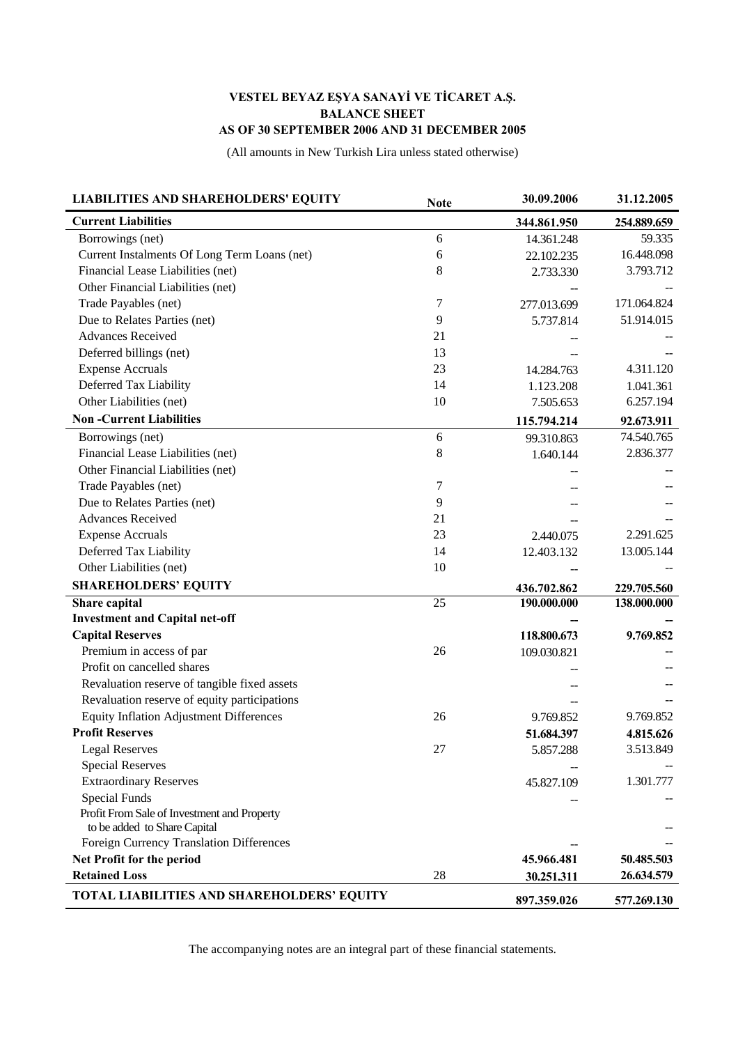**VESTEL BEYAZ EŞYA SANAYİ VE TİCARET A.Ş.**
**BALANCE SHEET**
**AS OF 30 SEPTEMBER 2006 AND 31 DECEMBER 2005**

(All amounts in New Turkish Lira unless stated otherwise)

| LIABILITIES AND SHAREHOLDERS' EQUITY | Note | 30.09.2006 | 31.12.2005 |
|---|---|---|---|
| **Current Liabilities** | | **344.861.950** | **254.889.659** |
| Borrowings (net) | 6 | 14.361.248 | 59.335 |
| Current Instalments Of Long Term Loans (net) | 6 | 22.102.235 | 16.448.098 |
| Financial Lease Liabilities (net) | 8 | 2.733.330 | 3.793.712 |
| Other Financial Liabilities (net) | | -- | -- |
| Trade Payables (net) | 7 | 277.013.699 | 171.064.824 |
| Due to Relates Parties (net) | 9 | 5.737.814 | 51.914.015 |
| Advances Received | 21 | -- | -- |
| Deferred billings (net) | 13 | -- | -- |
| Expense Accruals | 23 | 14.284.763 | 4.311.120 |
| Deferred Tax Liability | 14 | 1.123.208 | 1.041.361 |
| Other Liabilities (net) | 10 | 7.505.653 | 6.257.194 |
| **Non -Current Liabilities** | | **115.794.214** | **92.673.911** |
| Borrowings (net) | 6 | 99.310.863 | 74.540.765 |
| Financial Lease Liabilities (net) | 8 | 1.640.144 | 2.836.377 |
| Other Financial Liabilities (net) | | -- | -- |
| Trade Payables (net) | 7 | -- | -- |
| Due to Relates Parties (net) | 9 | -- | -- |
| Advances Received | 21 | -- | -- |
| Expense Accruals | 23 | 2.440.075 | 2.291.625 |
| Deferred Tax Liability | 14 | 12.403.132 | 13.005.144 |
| Other Liabilities (net) | 10 | -- | -- |
| **SHAREHOLDERS' EQUITY** | | **436.702.862** | **229.705.560** |
| **Share capital** | 25 | **190.000.000** | **138.000.000** |
| **Investment and Capital net-off** | | **--** | **--** |
| **Capital Reserves** | | **118.800.673** | **9.769.852** |
| Premium in access of par | 26 | 109.030.821 | -- |
| Profit on cancelled shares | | -- | -- |
| Revaluation reserve of tangible fixed assets | | -- | -- |
| Revaluation reserve of equity participations | | -- | -- |
| Equity Inflation Adjustment Differences | 26 | 9.769.852 | 9.769.852 |
| **Profit Reserves** | | **51.684.397** | **4.815.626** |
| Legal Reserves | 27 | 5.857.288 | 3.513.849 |
| Special Reserves | | -- | -- |
| Extraordinary Reserves | | 45.827.109 | 1.301.777 |
| Special Funds | | -- | -- |
| Profit From Sale of Investment and Property to be added to Share Capital | | | -- |
| Foreign Currency Translation Differences | | -- | -- |
| **Net Profit for the period** | | **45.966.481** | **50.485.503** |
| **Retained Loss** | 28 | **30.251.311** | **26.634.579** |
| **TOTAL LIABILITIES AND SHAREHOLDERS' EQUITY** | | **897.359.026** | **577.269.130** |

The accompanying notes are an integral part of these financial statements.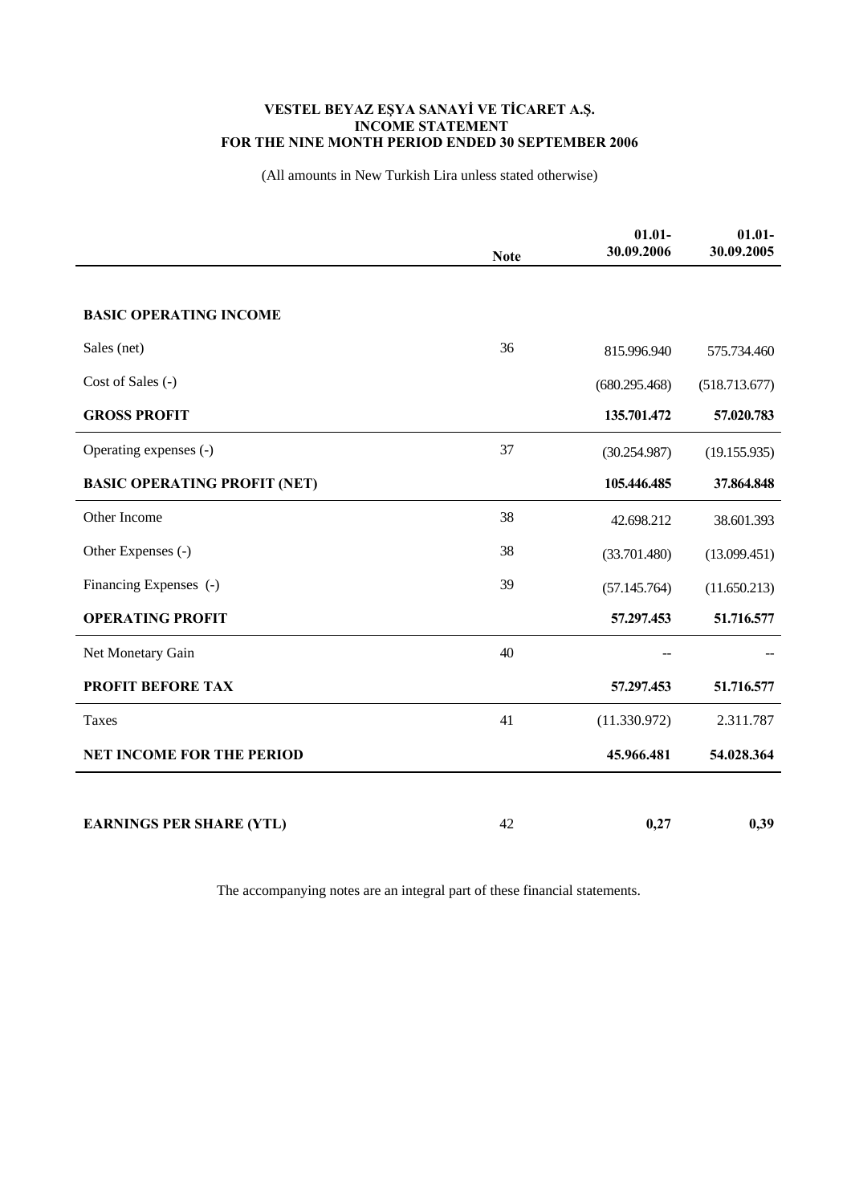**VESTEL BEYAZ EŞYA SANAYİ VE TİCARET A.Ş.**
**INCOME STATEMENT**
**FOR THE NINE MONTH PERIOD ENDED 30 SEPTEMBER 2006**

(All amounts in New Turkish Lira unless stated otherwise)

| | Note | 01.01-30.09.2006 | 01.01-30.09.2005 |
|---|---|---|---|
| **BASIC OPERATING INCOME** | | | |
| Sales (net) | 36 | 815.996.940 | 575.734.460 |
| Cost of Sales (-) | | (680.295.468) | (518.713.677) |
| **GROSS PROFIT** | | **135.701.472** | **57.020.783** |
| Operating expenses (-) | 37 | (30.254.987) | (19.155.935) |
| **BASIC OPERATING PROFIT (NET)** | | **105.446.485** | **37.864.848** |
| Other Income | 38 | 42.698.212 | 38.601.393 |
| Other Expenses (-) | 38 | (33.701.480) | (13.099.451) |
| Financing Expenses (-) | 39 | (57.145.764) | (11.650.213) |
| **OPERATING PROFIT** | | **57.297.453** | **51.716.577** |
| Net Monetary Gain | 40 | -- | -- |
| **PROFIT BEFORE TAX** | | **57.297.453** | **51.716.577** |
| Taxes | 41 | (11.330.972) | 2.311.787 |
| **NET INCOME FOR THE PERIOD** | | **45.966.481** | **54.028.364** |
| **EARNINGS PER SHARE (YTL)** | 42 | **0,27** | **0,39** |

The accompanying notes are an integral part of these financial statements.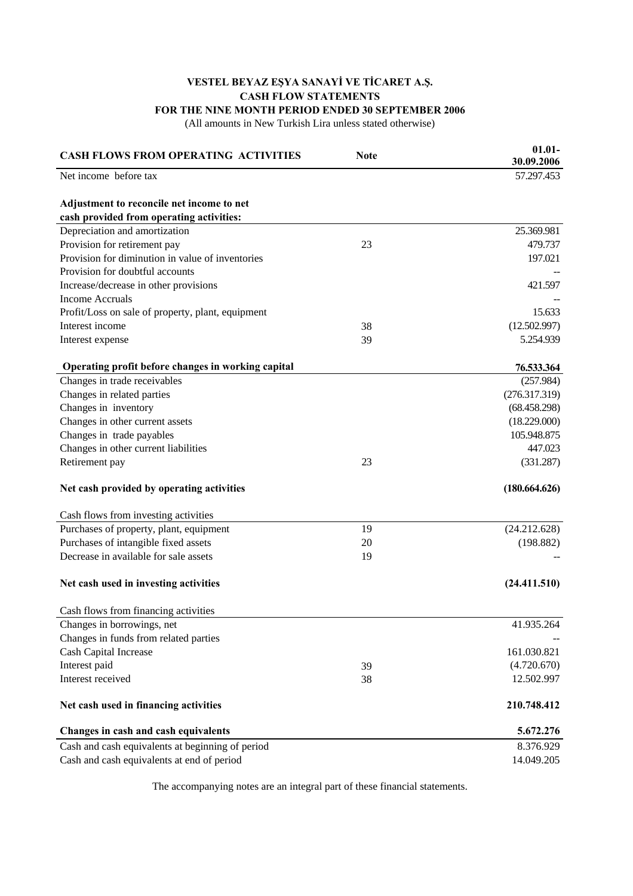# VESTEL BEYAZ EŞYA SANAYİ VE TİCARET A.Ş.
## CASH FLOW STATEMENTS
## FOR THE NINE MONTH PERIOD ENDED 30 SEPTEMBER 2006

(All amounts in New Turkish Lira unless stated otherwise)

| CASH FLOWS FROM OPERATING ACTIVITIES | Note | 01.01-30.09.2006 |
|---|---|---|
| Net income before tax | | 57.297.453 |
| | | |
| **Adjustment to reconcile net income to net cash provided from operating activities:** | | |
| Depreciation and amortization | | 25.369.981 |
| Provision for retirement pay | 23 | 479.737 |
| Provision for diminution in value of inventories | | 197.021 |
| Provision for doubtful accounts | | -- |
| Increase/decrease in other provisions | | 421.597 |
| Income Accruals | | -- |
| Profit/Loss on sale of property, plant, equipment | | 15.633 |
| Interest income | 38 | (12.502.997) |
| Interest expense | 39 | 5.254.939 |
| | | |
| **Operating profit before changes in working capital** | | **76.533.364** |
| Changes in trade receivables | | (257.984) |
| Changes in related parties | | (276.317.319) |
| Changes in inventory | | (68.458.298) |
| Changes in other current assets | | (18.229.000) |
| Changes in trade payables | | 105.948.875 |
| Changes in other current liabilities | | 447.023 |
| Retirement pay | 23 | (331.287) |
| | | |
| **Net cash provided by operating activities** | | **(180.664.626)** |
| | | |
| Cash flows from investing activities | | |
| Purchases of property, plant, equipment | 19 | (24.212.628) |
| Purchases of intangible fixed assets | 20 | (198.882) |
| Decrease in available for sale assets | 19 | -- |
| | | |
| **Net cash used in investing activities** | | **(24.411.510)** |
| | | |
| Cash flows from financing activities | | |
| Changes in borrowings, net | | 41.935.264 |
| Changes in funds from related parties | | -- |
| Cash Capital Increase | | 161.030.821 |
| Interest paid | 39 | (4.720.670) |
| Interest received | 38 | 12.502.997 |
| | | |
| **Net cash used in financing activities** | | **210.748.412** |
| | | |
| **Changes in cash and cash equivalents** | | **5.672.276** |
| Cash and cash equivalents at beginning of period | | 8.376.929 |
| Cash and cash equivalents at end of period | | 14.049.205 |

The accompanying notes are an integral part of these financial statements.